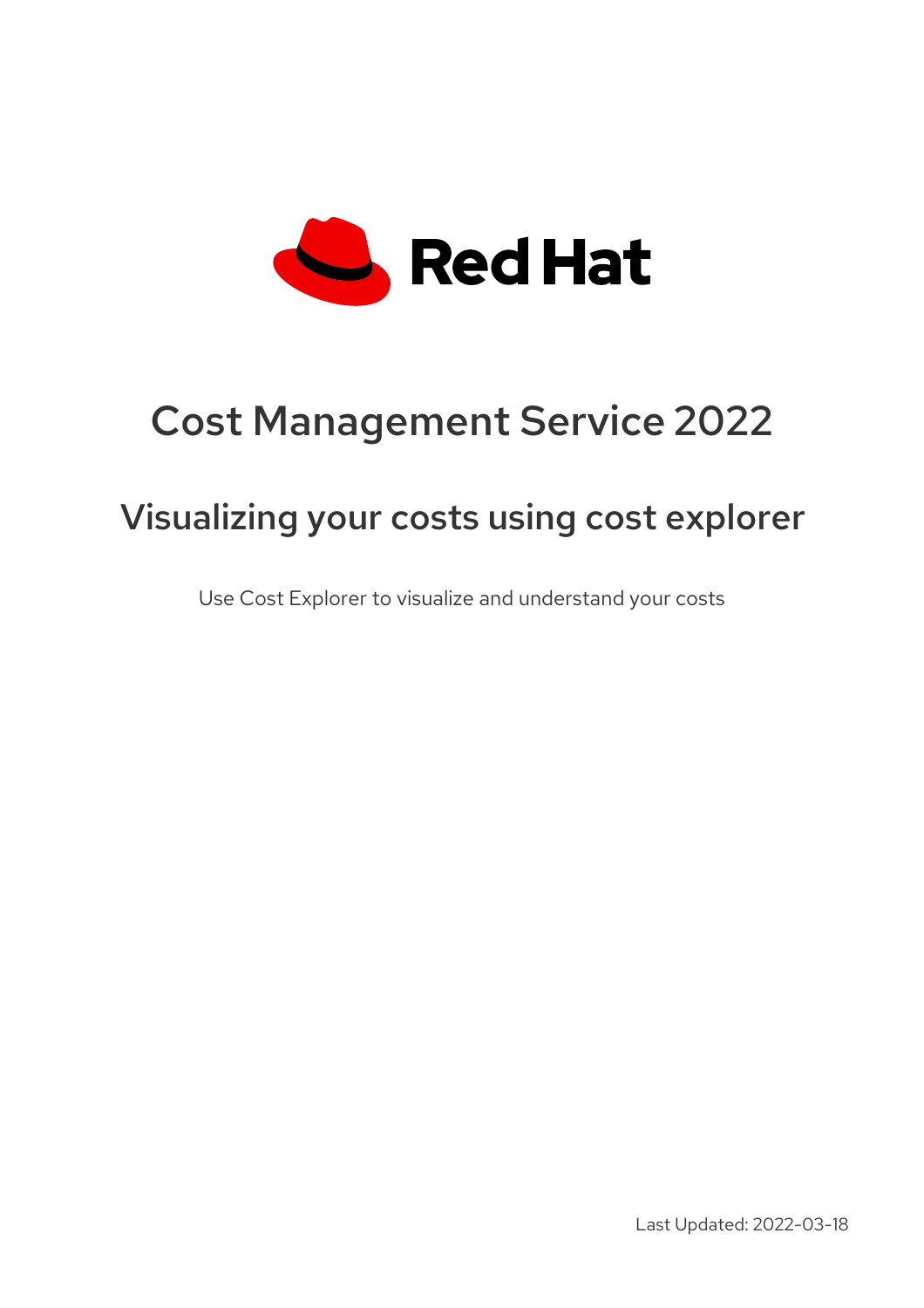Red Hat

# Cost Management Service 2022

## Visualizing your costs using cost explorer

Use Cost Explorer to visualize and understand your costs

Last Updated: 2022-03-18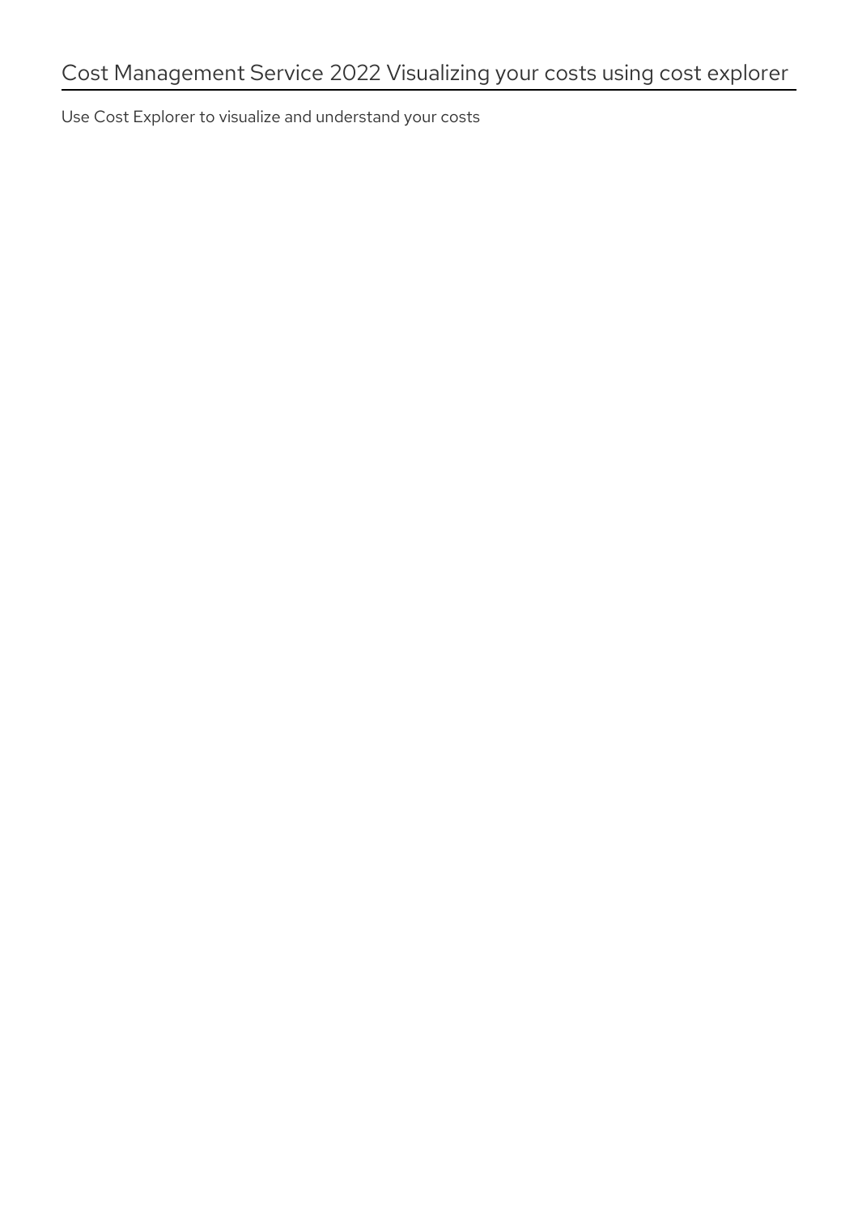# Cost Management Service 2022 Visualizing your costs using cost explorer

Use Cost Explorer to visualize and understand your costs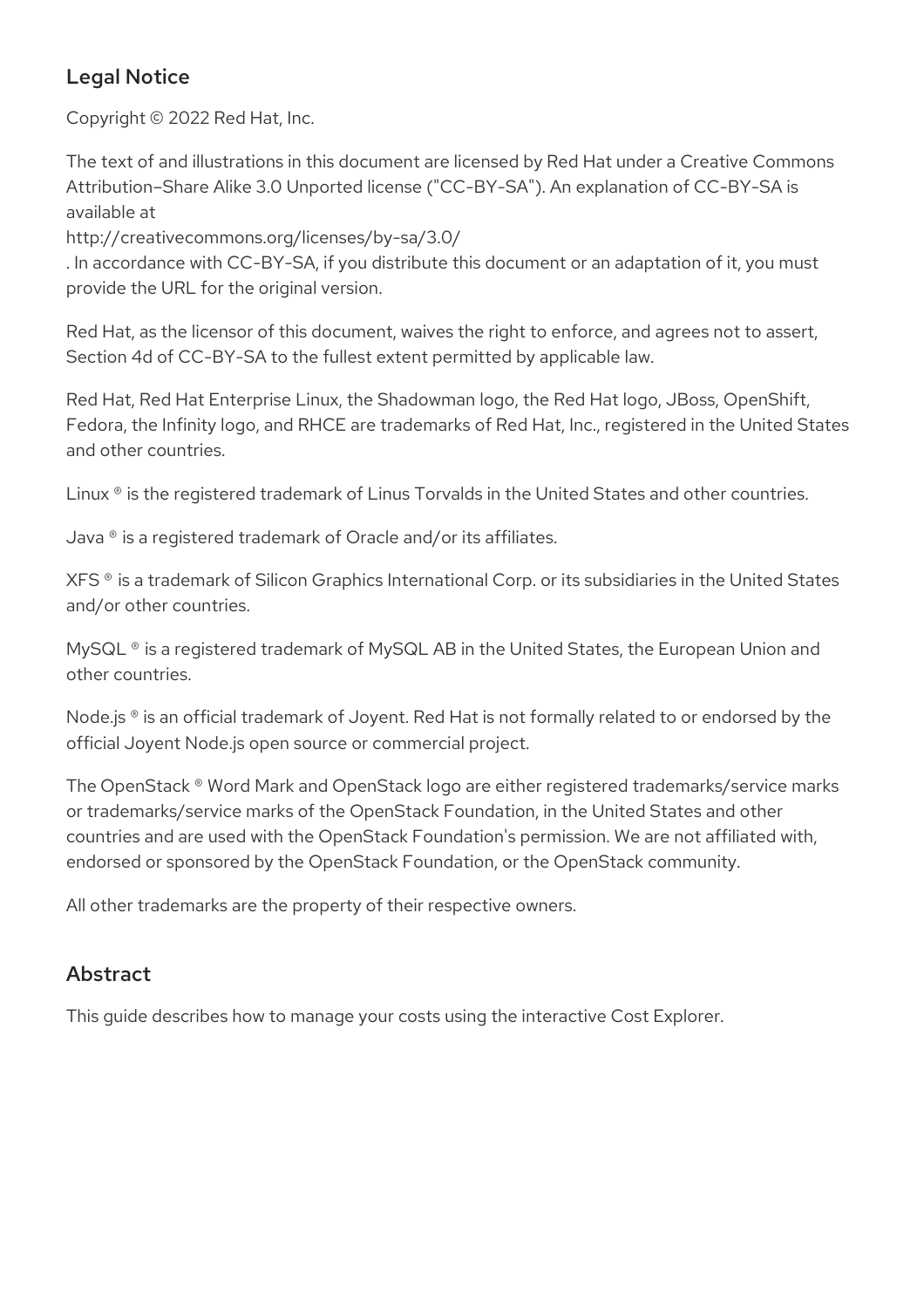## Legal Notice

Copyright © 2022 Red Hat, Inc.

The text of and illustrations in this document are licensed by Red Hat under a Creative Commons Attribution–Share Alike 3.0 Unported license ("CC-BY-SA"). An explanation of CC-BY-SA is available at
http://creativecommons.org/licenses/by-sa/3.0/
. In accordance with CC-BY-SA, if you distribute this document or an adaptation of it, you must provide the URL for the original version.

Red Hat, as the licensor of this document, waives the right to enforce, and agrees not to assert, Section 4d of CC-BY-SA to the fullest extent permitted by applicable law.

Red Hat, Red Hat Enterprise Linux, the Shadowman logo, the Red Hat logo, JBoss, OpenShift, Fedora, the Infinity logo, and RHCE are trademarks of Red Hat, Inc., registered in the United States and other countries.

Linux ® is the registered trademark of Linus Torvalds in the United States and other countries.

Java ® is a registered trademark of Oracle and/or its affiliates.

XFS ® is a trademark of Silicon Graphics International Corp. or its subsidiaries in the United States and/or other countries.

MySQL ® is a registered trademark of MySQL AB in the United States, the European Union and other countries.

Node.js ® is an official trademark of Joyent. Red Hat is not formally related to or endorsed by the official Joyent Node.js open source or commercial project.

The OpenStack ® Word Mark and OpenStack logo are either registered trademarks/service marks or trademarks/service marks of the OpenStack Foundation, in the United States and other countries and are used with the OpenStack Foundation's permission. We are not affiliated with, endorsed or sponsored by the OpenStack Foundation, or the OpenStack community.

All other trademarks are the property of their respective owners.

## Abstract

This guide describes how to manage your costs using the interactive Cost Explorer.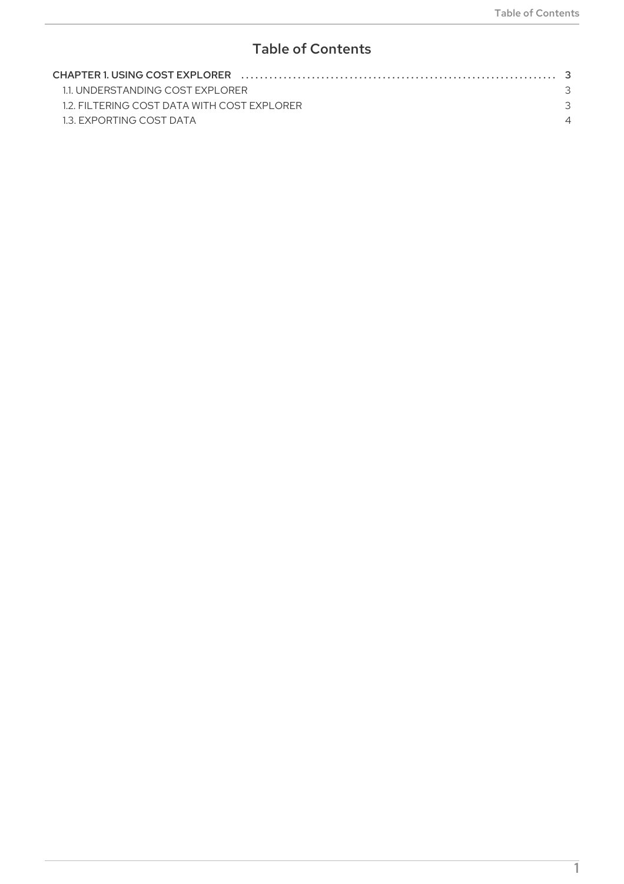# Table of Contents

CHAPTER 1. USING COST EXPLORER .......... 3
- 1.1. UNDERSTANDING COST EXPLORER 3
- 1.2. FILTERING COST DATA WITH COST EXPLORER 3
- 1.3. EXPORTING COST DATA 4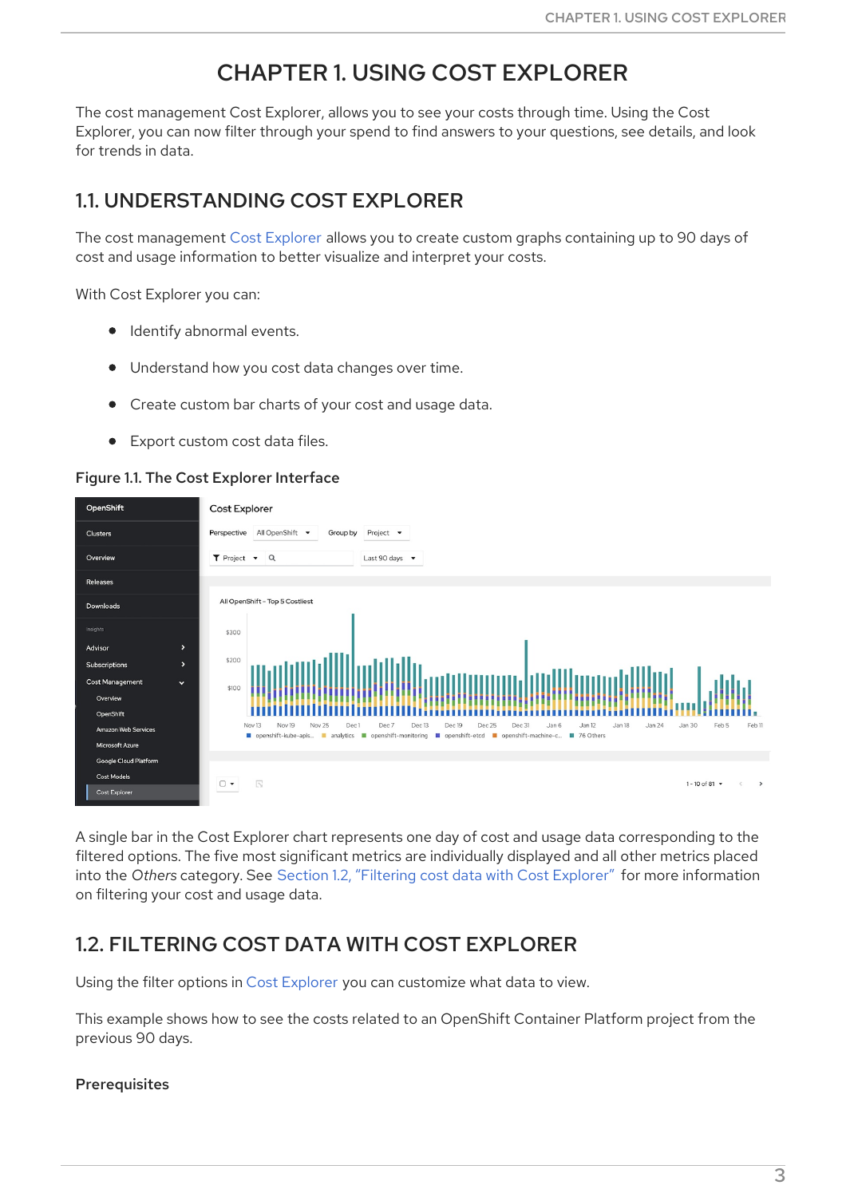# CHAPTER 1. USING COST EXPLORER

The cost management Cost Explorer, allows you to see your costs through time. Using the Cost Explorer, you can now filter through your spend to find answers to your questions, see details, and look for trends in data.

## 1.1. UNDERSTANDING COST EXPLORER

The cost management Cost Explorer allows you to create custom graphs containing up to 90 days of cost and usage information to better visualize and interpret your costs.

With Cost Explorer you can:

- Identify abnormal events.
- Understand how you cost data changes over time.
- Create custom bar charts of your cost and usage data.
- Export custom cost data files.

**Figure 1.1. The Cost Explorer Interface**

A single bar in the Cost Explorer chart represents one day of cost and usage data corresponding to the filtered options. The five most significant metrics are individually displayed and all other metrics placed into the *Others* category. See Section 1.2, "Filtering cost data with Cost Explorer" for more information on filtering your cost and usage data.

## 1.2. FILTERING COST DATA WITH COST EXPLORER

Using the filter options in Cost Explorer you can customize what data to view.

This example shows how to see the costs related to an OpenShift Container Platform project from the previous 90 days.

### Prerequisites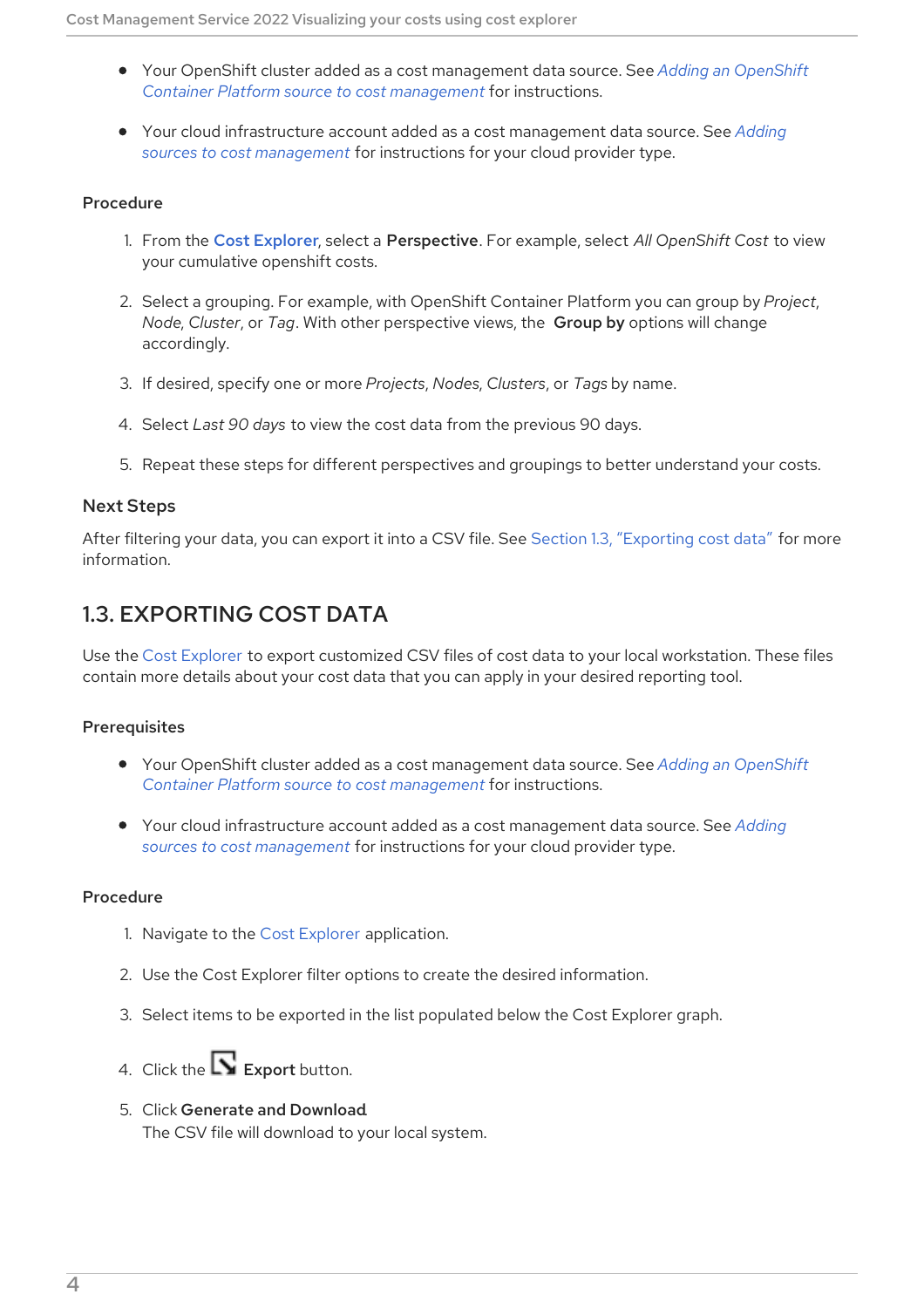- Your OpenShift cluster added as a cost management data source. See *Adding an OpenShift Container Platform source to cost management* for instructions.
- Your cloud infrastructure account added as a cost management data source. See *Adding sources to cost management* for instructions for your cloud provider type.

### Procedure

1. From the **Cost Explorer**, select a **Perspective**. For example, select *All OpenShift Cost* to view your cumulative openshift costs.
2. Select a grouping. For example, with OpenShift Container Platform you can group by *Project*, *Node*, *Cluster*, or *Tag*. With other perspective views, the **Group by** options will change accordingly.
3. If desired, specify one or more *Projects*, *Nodes*, *Clusters*, or *Tags* by name.
4. Select *Last 90 days* to view the cost data from the previous 90 days.
5. Repeat these steps for different perspectives and groupings to better understand your costs.

### Next Steps

After filtering your data, you can export it into a CSV file. See Section 1.3, "Exporting cost data" for more information.

## 1.3. EXPORTING COST DATA

Use the Cost Explorer to export customized CSV files of cost data to your local workstation. These files contain more details about your cost data that you can apply in your desired reporting tool.

### Prerequisites

- Your OpenShift cluster added as a cost management data source. See *Adding an OpenShift Container Platform source to cost management* for instructions.
- Your cloud infrastructure account added as a cost management data source. See *Adding sources to cost management* for instructions for your cloud provider type.

### Procedure

1. Navigate to the Cost Explorer application.
2. Use the Cost Explorer filter options to create the desired information.
3. Select items to be exported in the list populated below the Cost Explorer graph.
4. Click the **Export** button.
5. Click **Generate and Download**
   The CSV file will download to your local system.